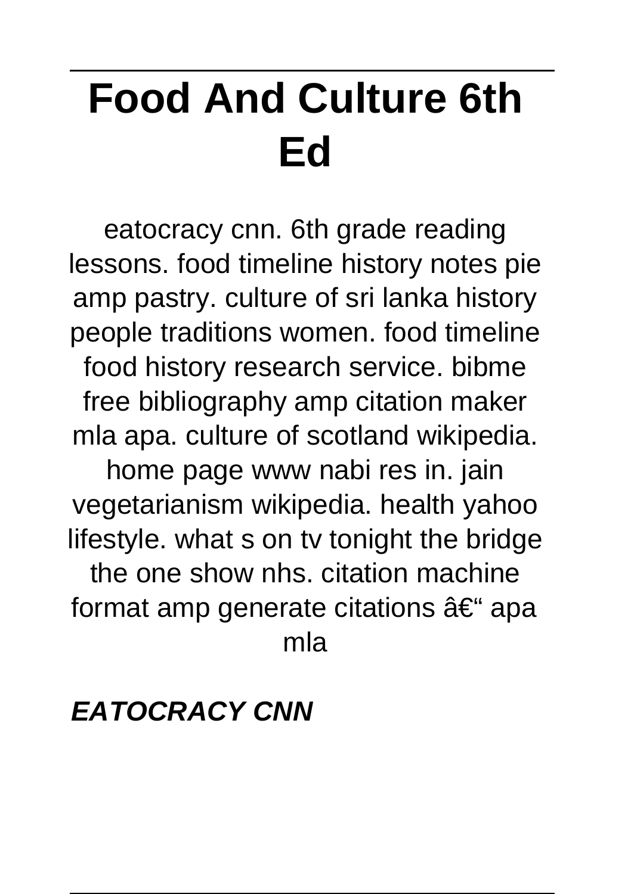# Food And Culture 6th Ed

eatocracy cnn. 6th grade reading lessons. food timeline history notes pie amp pastry. culture of sri lanka history people traditions women. food timeline food history research service. bibme free bibliography amp citation maker mla apa. culture of scotland wikipedia. home page www nabi res in. jain vegetarianism wikipedia. health yahoo lifestyle. what s on tv tonight the bridge the one show nhs. citation machine format amp generate citations â€" apa mla

***EATOCRACY CNN***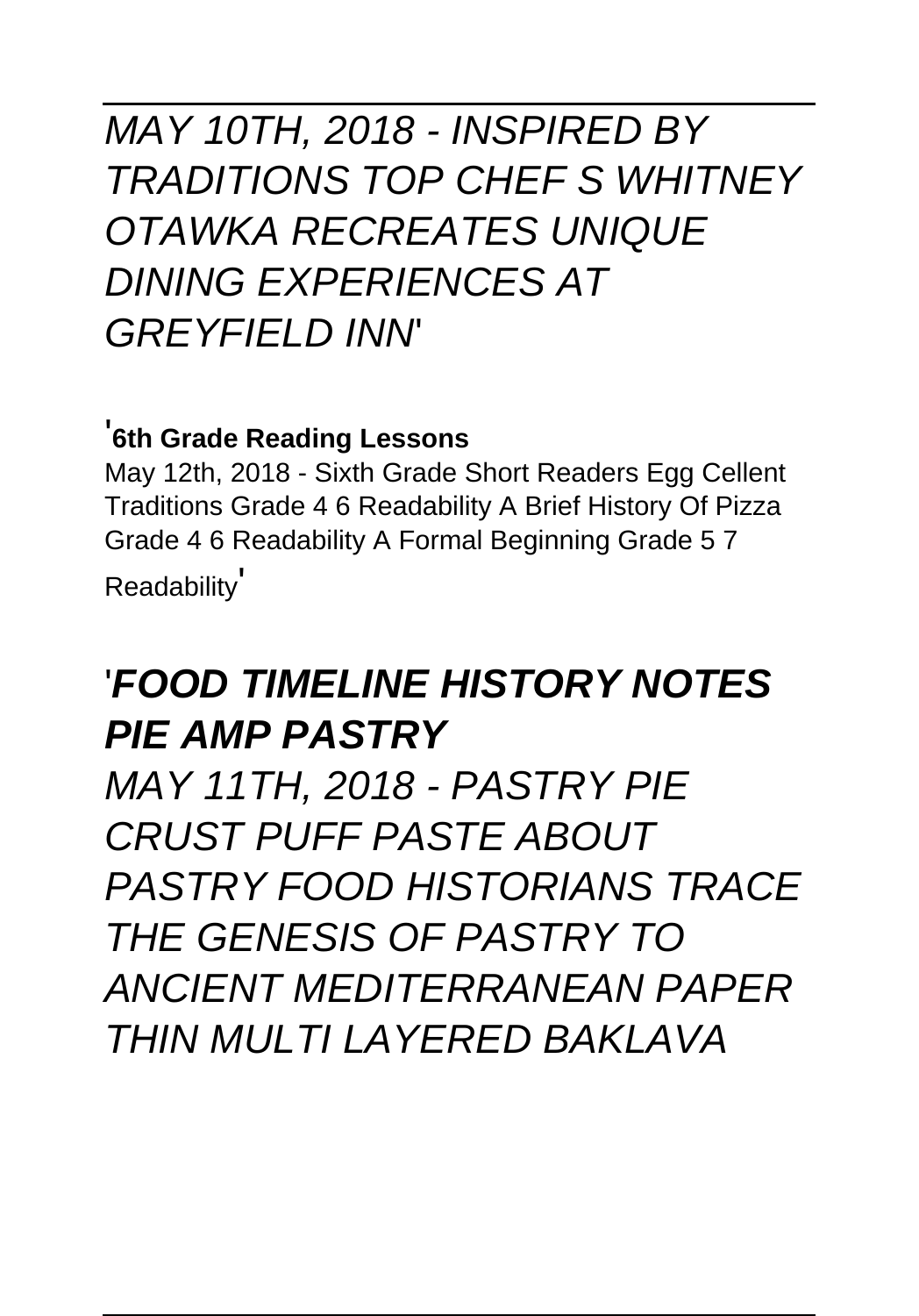*MAY 10TH, 2018 - INSPIRED BY TRADITIONS TOP CHEF S WHITNEY OTAWKA RECREATES UNIQUE DINING EXPERIENCES AT GREYFIELD INN*'

'**6th Grade Reading Lessons**

May 12th, 2018 - Sixth Grade Short Readers Egg Cellent Traditions Grade 4 6 Readability A Brief History Of Pizza Grade 4 6 Readability A Formal Beginning Grade 5 7 Readability'

'***FOOD TIMELINE HISTORY NOTES PIE AMP PASTRY***

*MAY 11TH, 2018 - PASTRY PIE CRUST PUFF PASTE ABOUT PASTRY FOOD HISTORIANS TRACE THE GENESIS OF PASTRY TO ANCIENT MEDITERRANEAN PAPER THIN MULTI LAYERED BAKLAVA*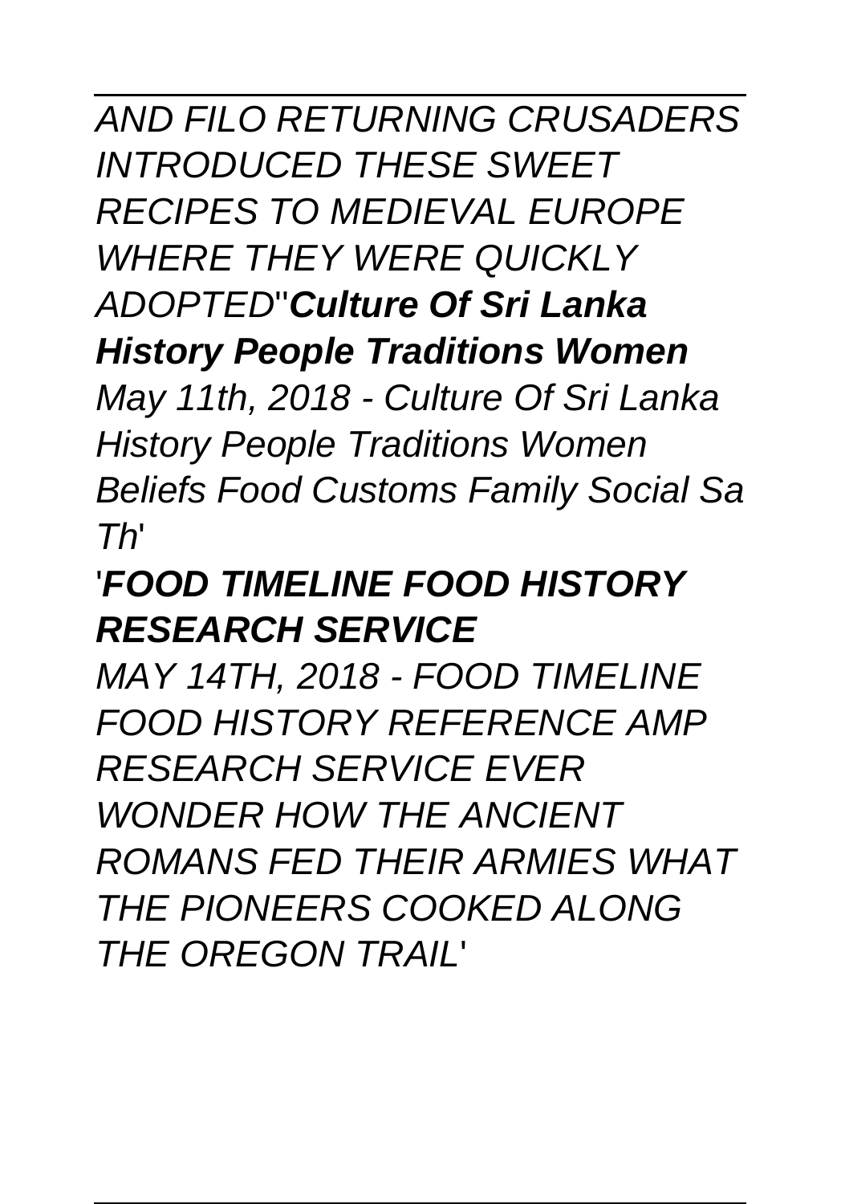*AND FILO RETURNING CRUSADERS INTRODUCED THESE SWEET RECIPES TO MEDIEVAL EUROPE WHERE THEY WERE QUICKLY ADOPTED*''***Culture Of Sri Lanka History People Traditions Women***

*May 11th, 2018 - Culture Of Sri Lanka History People Traditions Women Beliefs Food Customs Family Social Sa Th*'

'***FOOD TIMELINE FOOD HISTORY RESEARCH SERVICE***

*MAY 14TH, 2018 - FOOD TIMELINE FOOD HISTORY REFERENCE AMP RESEARCH SERVICE EVER WONDER HOW THE ANCIENT ROMANS FED THEIR ARMIES WHAT THE PIONEERS COOKED ALONG THE OREGON TRAIL*'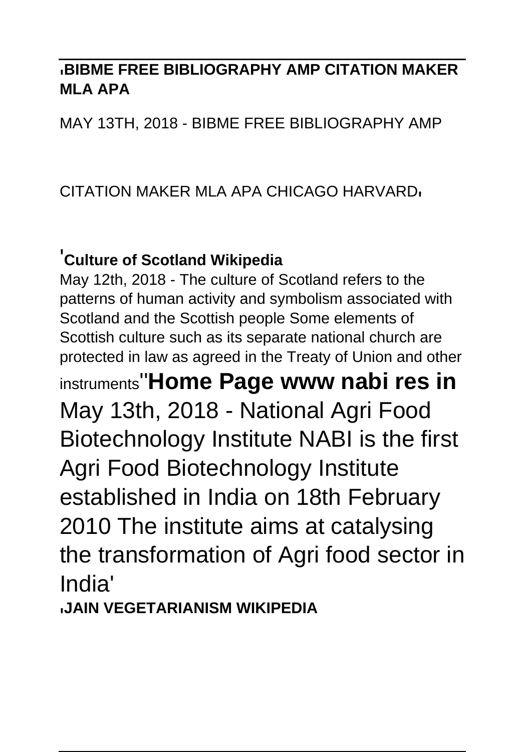**'BIBME FREE BIBLIOGRAPHY AMP CITATION MAKER MLA APA**

MAY 13TH, 2018 - BIBME FREE BIBLIOGRAPHY AMP

CITATION MAKER MLA APA CHICAGO HARVARD'

**'Culture of Scotland Wikipedia**

May 12th, 2018 - The culture of Scotland refers to the patterns of human activity and symbolism associated with Scotland and the Scottish people Some elements of Scottish culture such as its separate national church are protected in law as agreed in the Treaty of Union and other instruments''

## Home Page www nabi res in

May 13th, 2018 - National Agri Food Biotechnology Institute NABI is the first Agri Food Biotechnology Institute established in India on 18th February 2010 The institute aims at catalysing the transformation of Agri food sector in India'

**'JAIN VEGETARIANISM WIKIPEDIA**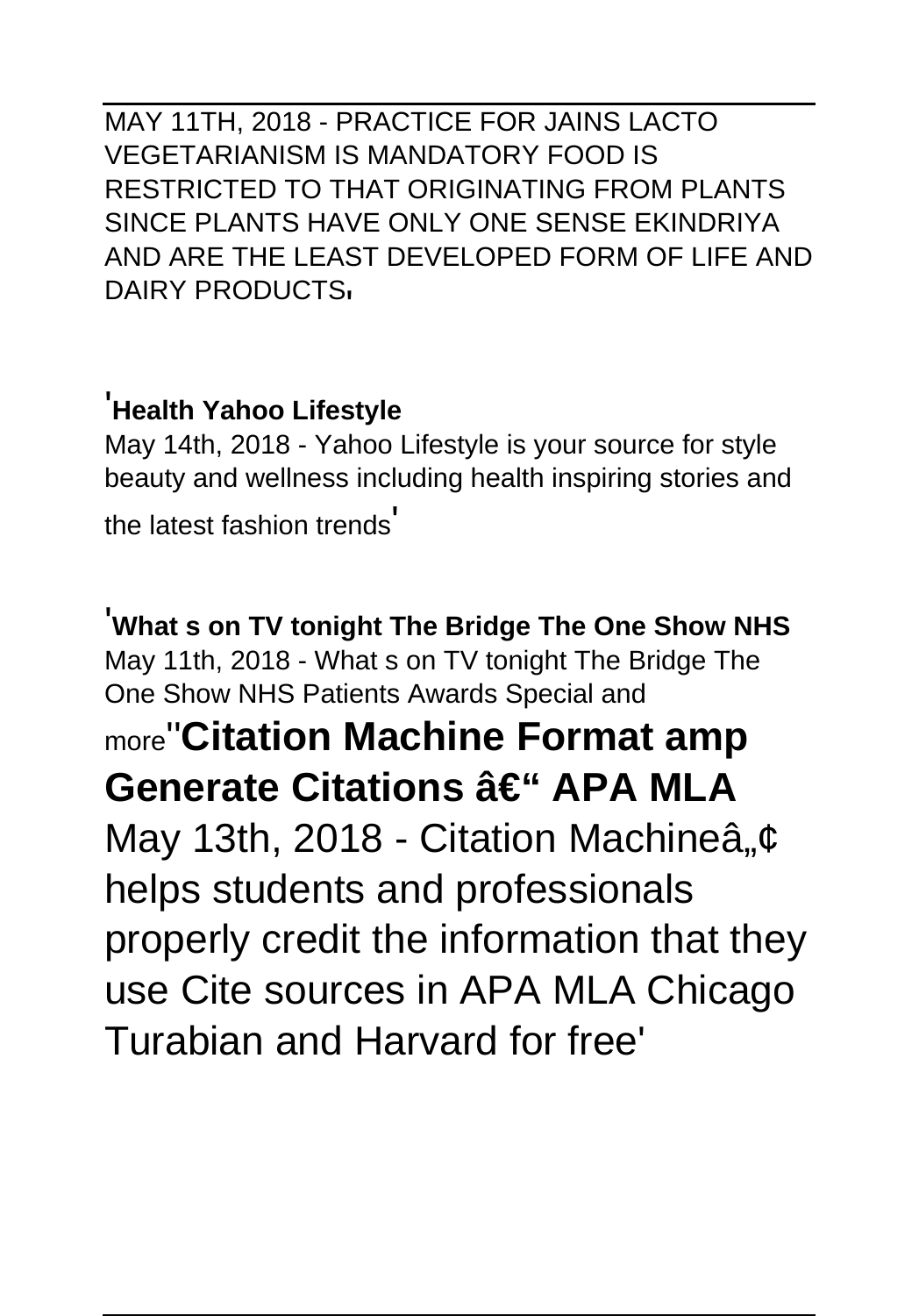MAY 11TH, 2018 - PRACTICE FOR JAINS LACTO VEGETARIANISM IS MANDATORY FOOD IS RESTRICTED TO THAT ORIGINATING FROM PLANTS SINCE PLANTS HAVE ONLY ONE SENSE EKINDRIYA AND ARE THE LEAST DEVELOPED FORM OF LIFE AND DAIRY PRODUCTS'

'**Health Yahoo Lifestyle**
May 14th, 2018 - Yahoo Lifestyle is your source for style beauty and wellness including health inspiring stories and the latest fashion trends'

'**What s on TV tonight The Bridge The One Show NHS**
May 11th, 2018 - What s on TV tonight The Bridge The One Show NHS Patients Awards Special and more''**Citation Machine Format amp Generate Citations â€" APA MLA**
May 13th, 2018 - Citation Machineâ„¢ helps students and professionals properly credit the information that they use Cite sources in APA MLA Chicago Turabian and Harvard for free'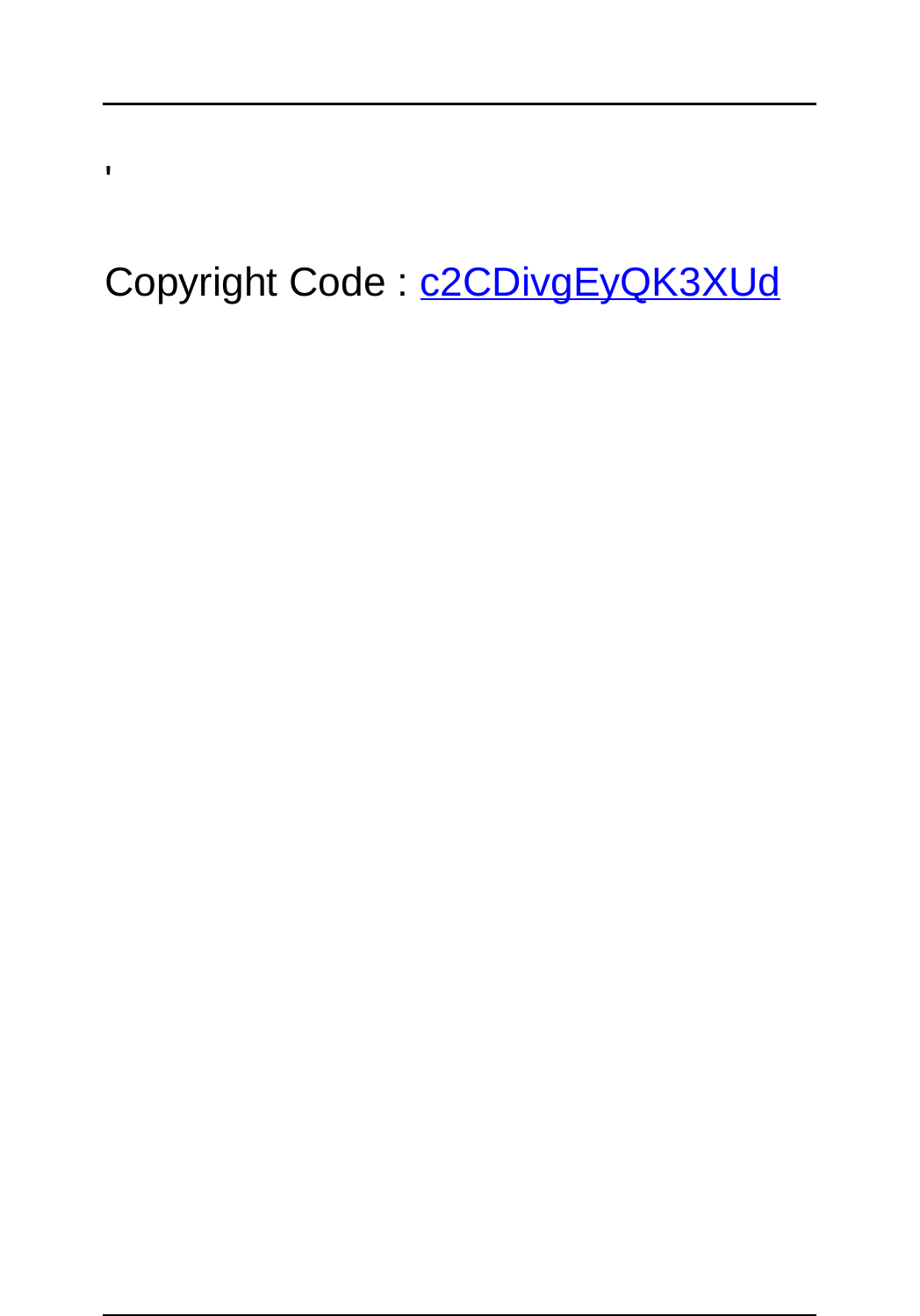'

Copyright Code : [c2CDivgEyQK3XUd](c2CDivgEyQK3XUd)